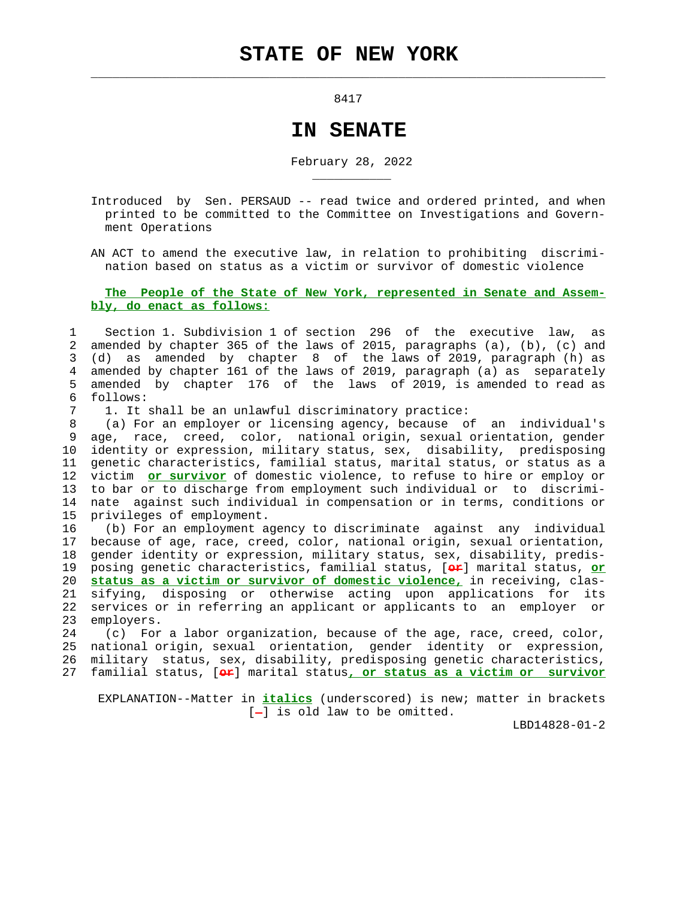# STATE OF NEW YORK

8417

# IN SENATE

February 28, 2022

Introduced by Sen. PERSAUD -- read twice and ordered printed, and when printed to be committed to the Committee on Investigations and Government Operations

AN ACT to amend the executive law, in relation to prohibiting discrimination based on status as a victim or survivor of domestic violence

**The People of the State of New York, represented in Senate and Assembly, do enact as follows:**

Section 1. Subdivision 1 of section 296 of the executive law, as amended by chapter 365 of the laws of 2015, paragraphs (a), (b), (c) and (d) as amended by chapter 8 of the laws of 2019, paragraph (h) as amended by chapter 161 of the laws of 2019, paragraph (a) as separately amended by chapter 176 of the laws of 2019, is amended to read as follows:

1. It shall be an unlawful discriminatory practice:

(a) For an employer or licensing agency, because of an individual's age, race, creed, color, national origin, sexual orientation, gender identity or expression, military status, sex, disability, predisposing genetic characteristics, familial status, marital status, or status as a victim **or survivor** of domestic violence, to refuse to hire or employ or to bar or to discharge from employment such individual or to discriminate against such individual in compensation or in terms, conditions or privileges of employment.

(b) For an employment agency to discriminate against any individual because of age, race, creed, color, national origin, sexual orientation, gender identity or expression, military status, sex, disability, predisposing genetic characteristics, familial status, [or] marital status, **or status as a victim or survivor of domestic violence,** in receiving, classifying, disposing or otherwise acting upon applications for its services or in referring an applicant or applicants to an employer or employers.

(c) For a labor organization, because of the age, race, creed, color, national origin, sexual orientation, gender identity or expression, military status, sex, disability, predisposing genetic characteristics, familial status, [or] marital status**, or status as a victim or survivor**

EXPLANATION--Matter in **italics** (underscored) is new; matter in brackets [-] is old law to be omitted.

LBD14828-01-2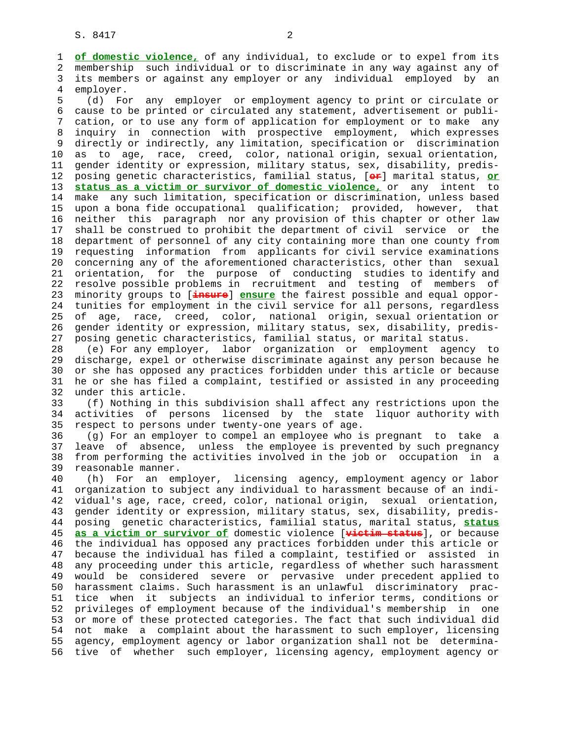**of domestic violence,** of any individual, to exclude or to expel from its membership such individual or to discriminate in any way against any of its members or against any employer or any individual employed by an employer.

(d) For any employer or employment agency to print or circulate or cause to be printed or circulated any statement, advertisement or publication, or to use any form of application for employment or to make any inquiry in connection with prospective employment, which expresses directly or indirectly, any limitation, specification or discrimination as to age, race, creed, color, national origin, sexual orientation, gender identity or expression, military status, sex, disability, predisposing genetic characteristics, familial status, [~~or~~] marital status, **or status as a victim or survivor of domestic violence,** or any intent to make any such limitation, specification or discrimination, unless based upon a bona fide occupational qualification; provided, however, that neither this paragraph nor any provision of this chapter or other law shall be construed to prohibit the department of civil service or the department of personnel of any city containing more than one county from requesting information from applicants for civil service examinations concerning any of the aforementioned characteristics, other than sexual orientation, for the purpose of conducting studies to identify and resolve possible problems in recruitment and testing of members of minority groups to [~~insure~~] **ensure** the fairest possible and equal opportunities for employment in the civil service for all persons, regardless of age, race, creed, color, national origin, sexual orientation or gender identity or expression, military status, sex, disability, predisposing genetic characteristics, familial status, or marital status.

(e) For any employer, labor organization or employment agency to discharge, expel or otherwise discriminate against any person because he or she has opposed any practices forbidden under this article or because he or she has filed a complaint, testified or assisted in any proceeding under this article.

(f) Nothing in this subdivision shall affect any restrictions upon the activities of persons licensed by the state liquor authority with respect to persons under twenty-one years of age.

(g) For an employer to compel an employee who is pregnant to take a leave of absence, unless the employee is prevented by such pregnancy from performing the activities involved in the job or occupation in a reasonable manner.

(h) For an employer, licensing agency, employment agency or labor organization to subject any individual to harassment because of an individual's age, race, creed, color, national origin, sexual orientation, gender identity or expression, military status, sex, disability, predisposing genetic characteristics, familial status, marital status, **status as a victim or survivor of** domestic violence [~~victim status~~], or because the individual has opposed any practices forbidden under this article or because the individual has filed a complaint, testified or assisted in any proceeding under this article, regardless of whether such harassment would be considered severe or pervasive under precedent applied to harassment claims. Such harassment is an unlawful discriminatory practice when it subjects an individual to inferior terms, conditions or privileges of employment because of the individual's membership in one or more of these protected categories. The fact that such individual did not make a complaint about the harassment to such employer, licensing agency, employment agency or labor organization shall not be determinative of whether such employer, licensing agency, employment agency or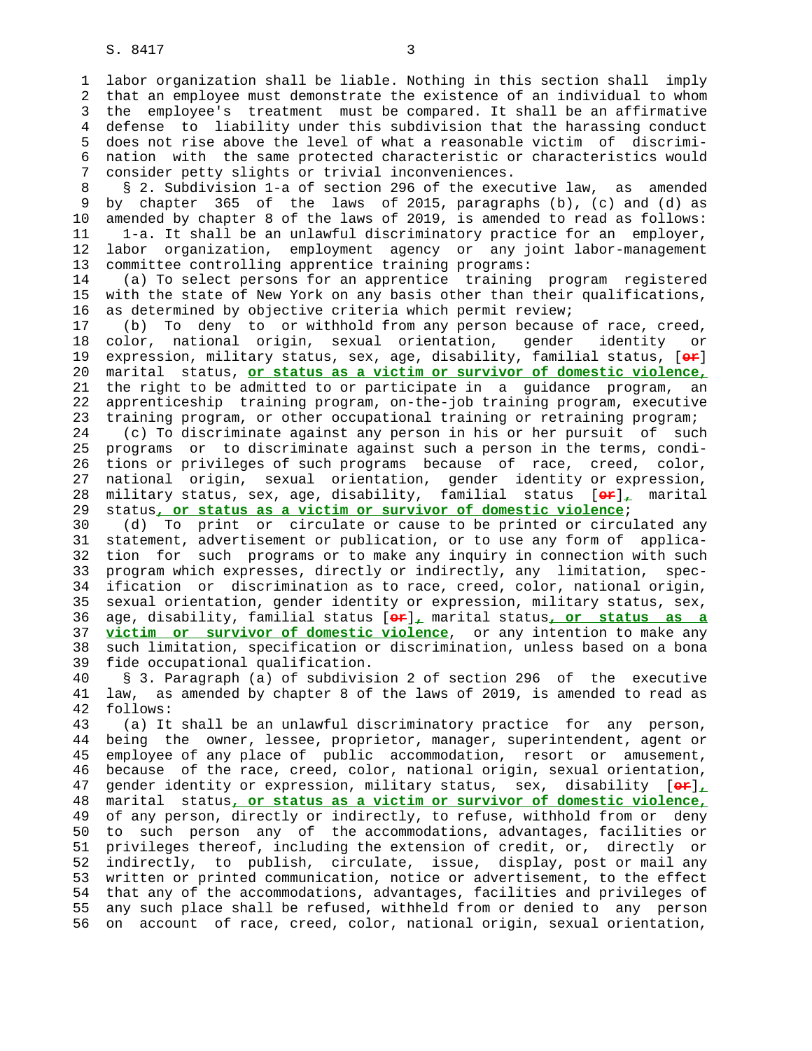labor organization shall be liable. Nothing in this section shall imply that an employee must demonstrate the existence of an individual to whom the employee's treatment must be compared. It shall be an affirmative defense to liability under this subdivision that the harassing conduct does not rise above the level of what a reasonable victim of discrimination with the same protected characteristic or characteristics would consider petty slights or trivial inconveniences.

§ 2. Subdivision 1-a of section 296 of the executive law, as amended by chapter 365 of the laws of 2015, paragraphs (b), (c) and (d) as amended by chapter 8 of the laws of 2019, is amended to read as follows:

1-a. It shall be an unlawful discriminatory practice for an employer, labor organization, employment agency or any joint labor-management committee controlling apprentice training programs:

(a) To select persons for an apprentice training program registered with the state of New York on any basis other than their qualifications, as determined by objective criteria which permit review;

(b) To deny to or withhold from any person because of race, creed, color, national origin, sexual orientation, gender identity or expression, military status, sex, age, disability, familial status, [~~or~~] marital status, **or status as a victim or survivor of domestic violence,** the right to be admitted to or participate in a guidance program, an apprenticeship training program, on-the-job training program, executive training program, or other occupational training or retraining program;

(c) To discriminate against any person in his or her pursuit of such programs or to discriminate against such a person in the terms, conditions or privileges of such programs because of race, creed, color, national origin, sexual orientation, gender identity or expression, military status, sex, age, disability, familial status [~~or~~]**,** marital status**, or status as a victim or survivor of domestic violence**;

(d) To print or circulate or cause to be printed or circulated any statement, advertisement or publication, or to use any form of application for such programs or to make any inquiry in connection with such program which expresses, directly or indirectly, any limitation, specification or discrimination as to race, creed, color, national origin, sexual orientation, gender identity or expression, military status, sex, age, disability, familial status [~~or~~]**,** marital status**, or status as a victim or survivor of domestic violence**, or any intention to make any such limitation, specification or discrimination, unless based on a bona fide occupational qualification.

§ 3. Paragraph (a) of subdivision 2 of section 296 of the executive law, as amended by chapter 8 of the laws of 2019, is amended to read as follows:

(a) It shall be an unlawful discriminatory practice for any person, being the owner, lessee, proprietor, manager, superintendent, agent or employee of any place of public accommodation, resort or amusement, because of the race, creed, color, national origin, sexual orientation, gender identity or expression, military status, sex, disability [~~or~~]**,** marital status**, or status as a victim or survivor of domestic violence,** of any person, directly or indirectly, to refuse, withhold from or deny to such person any of the accommodations, advantages, facilities or privileges thereof, including the extension of credit, or, directly or indirectly, to publish, circulate, issue, display, post or mail any written or printed communication, notice or advertisement, to the effect that any of the accommodations, advantages, facilities and privileges of any such place shall be refused, withheld from or denied to any person on account of race, creed, color, national origin, sexual orientation,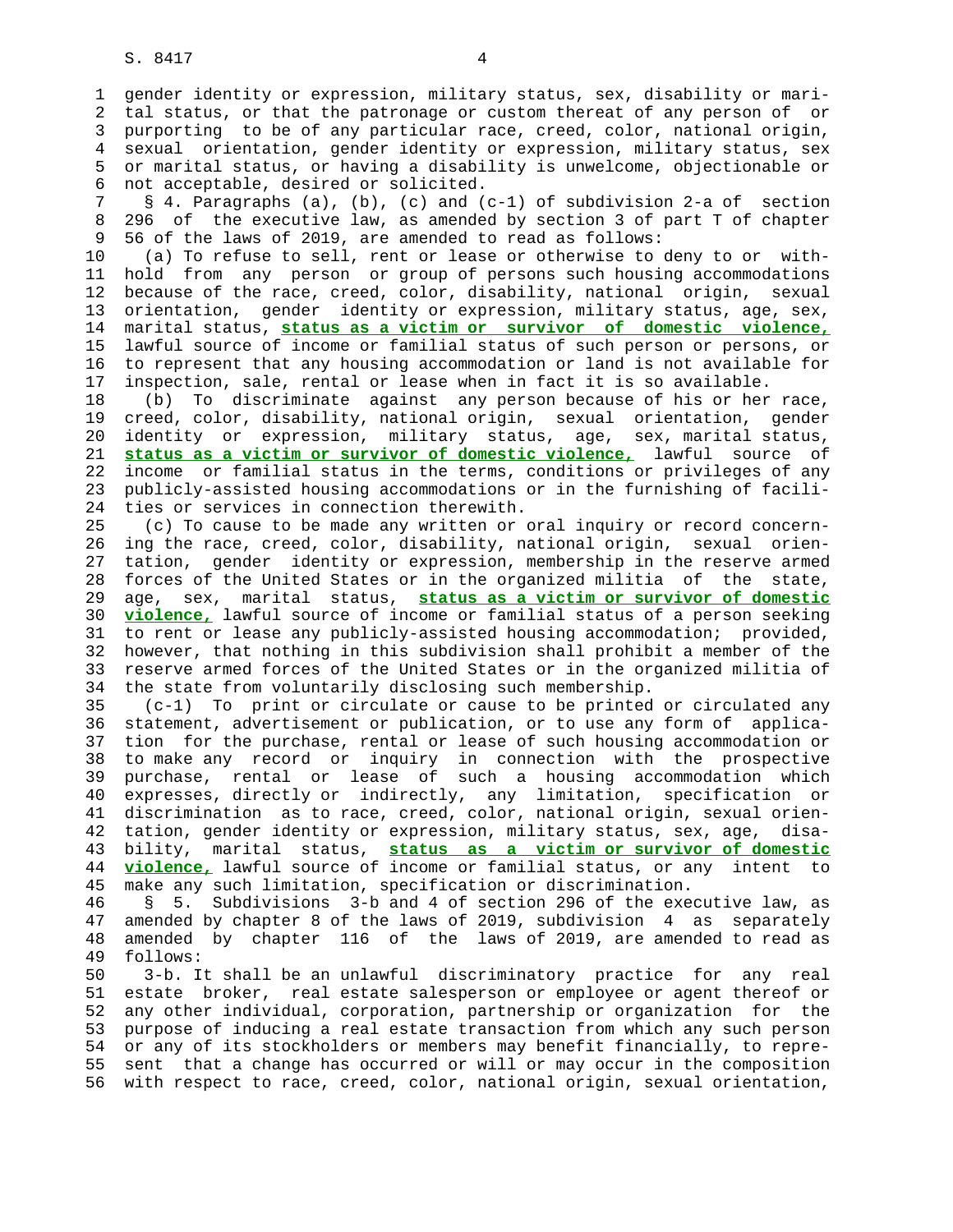gender identity or expression, military status, sex, disability or marital status, or that the patronage or custom thereat of any person of or purporting to be of any particular race, creed, color, national origin, sexual orientation, gender identity or expression, military status, sex or marital status, or having a disability is unwelcome, objectionable or not acceptable, desired or solicited.

§ 4. Paragraphs (a), (b), (c) and (c-1) of subdivision 2-a of section 296 of the executive law, as amended by section 3 of part T of chapter 56 of the laws of 2019, are amended to read as follows:

(a) To refuse to sell, rent or lease or otherwise to deny to or withhold from any person or group of persons such housing accommodations because of the race, creed, color, disability, national origin, sexual orientation, gender identity or expression, military status, age, sex, marital status, **status as a victim or survivor of domestic violence,** lawful source of income or familial status of such person or persons, or to represent that any housing accommodation or land is not available for inspection, sale, rental or lease when in fact it is so available.

(b) To discriminate against any person because of his or her race, creed, color, disability, national origin, sexual orientation, gender identity or expression, military status, age, sex, marital status, **status as a victim or survivor of domestic violence,** lawful source of income or familial status in the terms, conditions or privileges of any publicly-assisted housing accommodations or in the furnishing of facilities or services in connection therewith.

(c) To cause to be made any written or oral inquiry or record concerning the race, creed, color, disability, national origin, sexual orientation, gender identity or expression, membership in the reserve armed forces of the United States or in the organized militia of the state, age, sex, marital status, **status as a victim or survivor of domestic violence,** lawful source of income or familial status of a person seeking to rent or lease any publicly-assisted housing accommodation; provided, however, that nothing in this subdivision shall prohibit a member of the reserve armed forces of the United States or in the organized militia of the state from voluntarily disclosing such membership.

(c-1) To print or circulate or cause to be printed or circulated any statement, advertisement or publication, or to use any form of application for the purchase, rental or lease of such housing accommodation or to make any record or inquiry in connection with the prospective purchase, rental or lease of such a housing accommodation which expresses, directly or indirectly, any limitation, specification or discrimination as to race, creed, color, national origin, sexual orientation, gender identity or expression, military status, sex, age, disability, marital status, **status as a victim or survivor of domestic violence,** lawful source of income or familial status, or any intent to make any such limitation, specification or discrimination.

§ 5. Subdivisions 3-b and 4 of section 296 of the executive law, as amended by chapter 8 of the laws of 2019, subdivision 4 as separately amended by chapter 116 of the laws of 2019, are amended to read as follows:

3-b. It shall be an unlawful discriminatory practice for any real estate broker, real estate salesperson or employee or agent thereof or any other individual, corporation, partnership or organization for the purpose of inducing a real estate transaction from which any such person or any of its stockholders or members may benefit financially, to represent that a change has occurred or will or may occur in the composition with respect to race, creed, color, national origin, sexual orientation,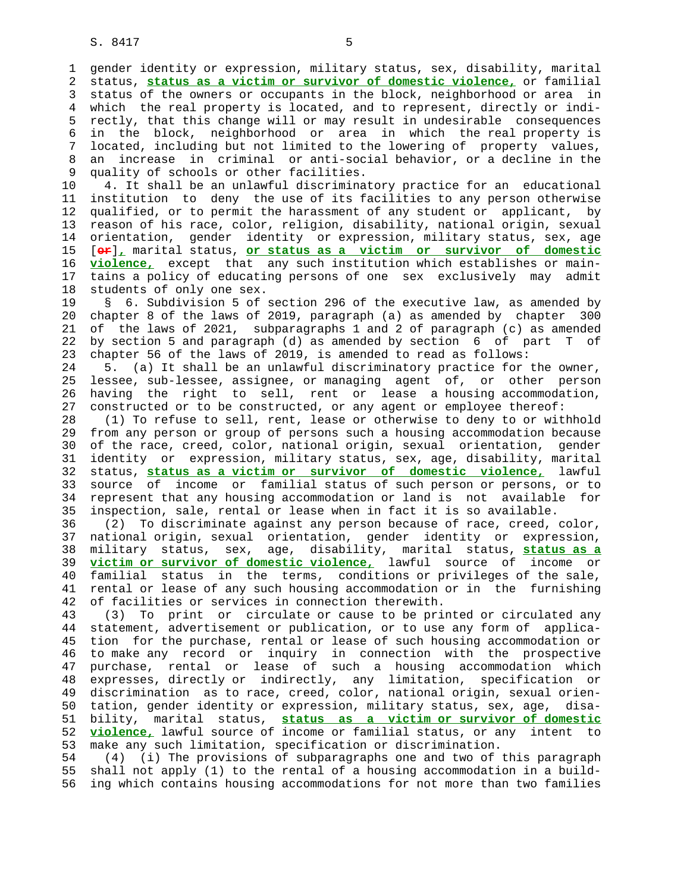gender identity or expression, military status, sex, disability, marital status, **status as a victim or survivor of domestic violence,** or familial status of the owners or occupants in the block, neighborhood or area in which the real property is located, and to represent, directly or indirectly, that this change will or may result in undesirable consequences in the block, neighborhood or area in which the real property is located, including but not limited to the lowering of property values, an increase in criminal or anti-social behavior, or a decline in the quality of schools or other facilities.

4. It shall be an unlawful discriminatory practice for an educational institution to deny the use of its facilities to any person otherwise qualified, or to permit the harassment of any student or applicant, by reason of his race, color, religion, disability, national origin, sexual orientation, gender identity or expression, military status, sex, age [~~or~~]**,** marital status, **or status as a victim or survivor of domestic violence,** except that any such institution which establishes or maintains a policy of educating persons of one sex exclusively may admit students of only one sex.

§ 6. Subdivision 5 of section 296 of the executive law, as amended by chapter 8 of the laws of 2019, paragraph (a) as amended by chapter 300 of the laws of 2021, subparagraphs 1 and 2 of paragraph (c) as amended by section 5 and paragraph (d) as amended by section 6 of part T of chapter 56 of the laws of 2019, is amended to read as follows:

5. (a) It shall be an unlawful discriminatory practice for the owner, lessee, sub-lessee, assignee, or managing agent of, or other person having the right to sell, rent or lease a housing accommodation, constructed or to be constructed, or any agent or employee thereof:

(1) To refuse to sell, rent, lease or otherwise to deny to or withhold from any person or group of persons such a housing accommodation because of the race, creed, color, national origin, sexual orientation, gender identity or expression, military status, sex, age, disability, marital status, **status as a victim or survivor of domestic violence,** lawful source of income or familial status of such person or persons, or to represent that any housing accommodation or land is not available for inspection, sale, rental or lease when in fact it is so available.

(2) To discriminate against any person because of race, creed, color, national origin, sexual orientation, gender identity or expression, military status, sex, age, disability, marital status, **status as a victim or survivor of domestic violence,** lawful source of income or familial status in the terms, conditions or privileges of the sale, rental or lease of any such housing accommodation or in the furnishing of facilities or services in connection therewith.

(3) To print or circulate or cause to be printed or circulated any statement, advertisement or publication, or to use any form of application for the purchase, rental or lease of such housing accommodation or to make any record or inquiry in connection with the prospective purchase, rental or lease of such a housing accommodation which expresses, directly or indirectly, any limitation, specification or discrimination as to race, creed, color, national origin, sexual orientation, gender identity or expression, military status, sex, age, disability, marital status, **status as a victim or survivor of domestic violence,** lawful source of income or familial status, or any intent to make any such limitation, specification or discrimination.

(4) (i) The provisions of subparagraphs one and two of this paragraph shall not apply (1) to the rental of a housing accommodation in a building which contains housing accommodations for not more than two families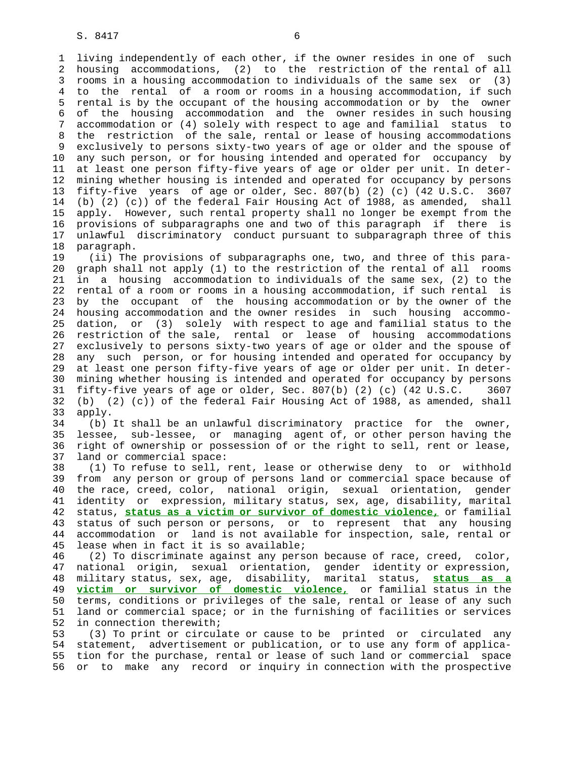living independently of each other, if the owner resides in one of such housing accommodations, (2) to the restriction of the rental of all rooms in a housing accommodation to individuals of the same sex or (3) to the rental of a room or rooms in a housing accommodation, if such rental is by the occupant of the housing accommodation or by the owner of the housing accommodation and the owner resides in such housing accommodation or (4) solely with respect to age and familial status to the restriction of the sale, rental or lease of housing accommodations exclusively to persons sixty-two years of age or older and the spouse of any such person, or for housing intended and operated for occupancy by at least one person fifty-five years of age or older per unit. In determining whether housing is intended and operated for occupancy by persons fifty-five years of age or older, Sec. 807(b) (2) (c) (42 U.S.C. 3607 (b) (2) (c)) of the federal Fair Housing Act of 1988, as amended, shall apply. However, such rental property shall no longer be exempt from the provisions of subparagraphs one and two of this paragraph if there is unlawful discriminatory conduct pursuant to subparagraph three of this paragraph.

(ii) The provisions of subparagraphs one, two, and three of this paragraph shall not apply (1) to the restriction of the rental of all rooms in a housing accommodation to individuals of the same sex, (2) to the rental of a room or rooms in a housing accommodation, if such rental is by the occupant of the housing accommodation or by the owner of the housing accommodation and the owner resides in such housing accommodation, or (3) solely with respect to age and familial status to the restriction of the sale, rental or lease of housing accommodations exclusively to persons sixty-two years of age or older and the spouse of any such person, or for housing intended and operated for occupancy by at least one person fifty-five years of age or older per unit. In determining whether housing is intended and operated for occupancy by persons fifty-five years of age or older, Sec. 807(b) (2) (c) (42 U.S.C. 3607 (b) (2) (c)) of the federal Fair Housing Act of 1988, as amended, shall apply.

(b) It shall be an unlawful discriminatory practice for the owner, lessee, sub-lessee, or managing agent of, or other person having the right of ownership or possession of or the right to sell, rent or lease, land or commercial space:

(1) To refuse to sell, rent, lease or otherwise deny to or withhold from any person or group of persons land or commercial space because of the race, creed, color, national origin, sexual orientation, gender identity or expression, military status, sex, age, disability, marital status, **status as a victim or survivor of domestic violence,** or familial status of such person or persons, or to represent that any housing accommodation or land is not available for inspection, sale, rental or lease when in fact it is so available;

(2) To discriminate against any person because of race, creed, color, national origin, sexual orientation, gender identity or expression, military status, sex, age, disability, marital status, **status as a victim or survivor of domestic violence,** or familial status in the terms, conditions or privileges of the sale, rental or lease of any such land or commercial space; or in the furnishing of facilities or services in connection therewith;

(3) To print or circulate or cause to be printed or circulated any statement, advertisement or publication, or to use any form of application for the purchase, rental or lease of such land or commercial space or to make any record or inquiry in connection with the prospective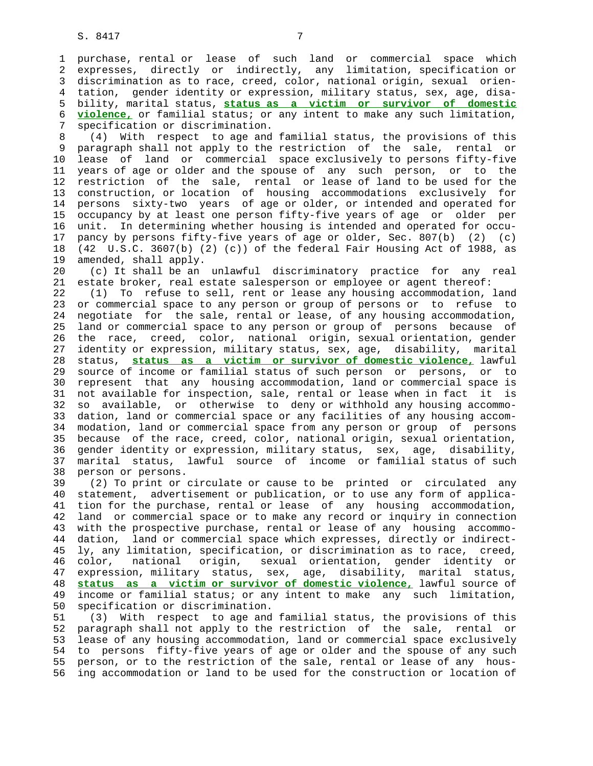purchase, rental or lease of such land or commercial space which expresses, directly or indirectly, any limitation, specification or discrimination as to race, creed, color, national origin, sexual orientation, gender identity or expression, military status, sex, age, disability, marital status, **status as a victim or survivor of domestic violence,** or familial status; or any intent to make any such limitation, specification or discrimination.

(4) With respect to age and familial status, the provisions of this paragraph shall not apply to the restriction of the sale, rental or lease of land or commercial space exclusively to persons fifty-five years of age or older and the spouse of any such person, or to the restriction of the sale, rental or lease of land to be used for the construction, or location of housing accommodations exclusively for persons sixty-two years of age or older, or intended and operated for occupancy by at least one person fifty-five years of age or older per unit. In determining whether housing is intended and operated for occupancy by persons fifty-five years of age or older, Sec. 807(b) (2) (c) (42 U.S.C. 3607(b) (2) (c)) of the federal Fair Housing Act of 1988, as amended, shall apply.

(c) It shall be an unlawful discriminatory practice for any real estate broker, real estate salesperson or employee or agent thereof:

(1) To refuse to sell, rent or lease any housing accommodation, land or commercial space to any person or group of persons or to refuse to negotiate for the sale, rental or lease, of any housing accommodation, land or commercial space to any person or group of persons because of the race, creed, color, national origin, sexual orientation, gender identity or expression, military status, sex, age, disability, marital status, **status as a victim or survivor of domestic violence,** lawful source of income or familial status of such person or persons, or to represent that any housing accommodation, land or commercial space is not available for inspection, sale, rental or lease when in fact it is so available, or otherwise to deny or withhold any housing accommodation, land or commercial space or any facilities of any housing accommodation, land or commercial space from any person or group of persons because of the race, creed, color, national origin, sexual orientation, gender identity or expression, military status, sex, age, disability, marital status, lawful source of income or familial status of such person or persons.

(2) To print or circulate or cause to be printed or circulated any statement, advertisement or publication, or to use any form of application for the purchase, rental or lease of any housing accommodation, land or commercial space or to make any record or inquiry in connection with the prospective purchase, rental or lease of any housing accommodation, land or commercial space which expresses, directly or indirectly, any limitation, specification, or discrimination as to race, creed, color, national origin, sexual orientation, gender identity or expression, military status, sex, age, disability, marital status, **status as a victim or survivor of domestic violence,** lawful source of income or familial status; or any intent to make any such limitation, specification or discrimination.

(3) With respect to age and familial status, the provisions of this paragraph shall not apply to the restriction of the sale, rental or lease of any housing accommodation, land or commercial space exclusively to persons fifty-five years of age or older and the spouse of any such person, or to the restriction of the sale, rental or lease of any housing accommodation or land to be used for the construction or location of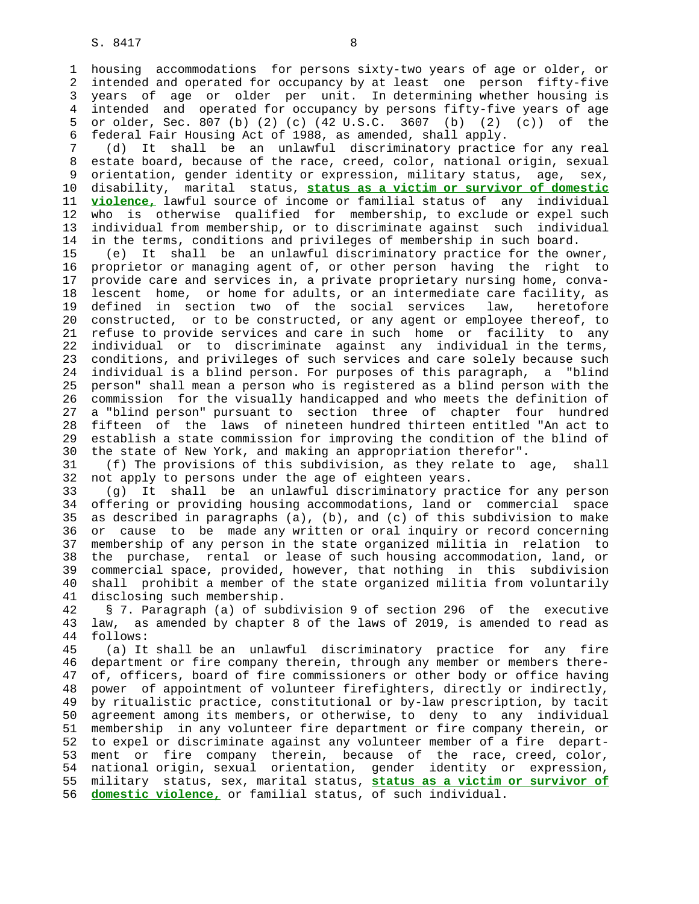housing accommodations for persons sixty-two years of age or older, or intended and operated for occupancy by at least one person fifty-five years of age or older per unit. In determining whether housing is intended and operated for occupancy by persons fifty-five years of age or older, Sec. 807 (b) (2) (c) (42 U.S.C. 3607 (b) (2) (c)) of the federal Fair Housing Act of 1988, as amended, shall apply.

(d) It shall be an unlawful discriminatory practice for any real estate board, because of the race, creed, color, national origin, sexual orientation, gender identity or expression, military status, age, sex, disability, marital status, **status as a victim or survivor of domestic violence,** lawful source of income or familial status of any individual who is otherwise qualified for membership, to exclude or expel such individual from membership, or to discriminate against such individual in the terms, conditions and privileges of membership in such board.

(e) It shall be an unlawful discriminatory practice for the owner, proprietor or managing agent of, or other person having the right to provide care and services in, a private proprietary nursing home, convalescent home, or home for adults, or an intermediate care facility, as defined in section two of the social services law, heretofore constructed, or to be constructed, or any agent or employee thereof, to refuse to provide services and care in such home or facility to any individual or to discriminate against any individual in the terms, conditions, and privileges of such services and care solely because such individual is a blind person. For purposes of this paragraph, a "blind person" shall mean a person who is registered as a blind person with the commission for the visually handicapped and who meets the definition of a "blind person" pursuant to section three of chapter four hundred fifteen of the laws of nineteen hundred thirteen entitled "An act to establish a state commission for improving the condition of the blind of the state of New York, and making an appropriation therefor".

(f) The provisions of this subdivision, as they relate to age, shall not apply to persons under the age of eighteen years.

(g) It shall be an unlawful discriminatory practice for any person offering or providing housing accommodations, land or commercial space as described in paragraphs (a), (b), and (c) of this subdivision to make or cause to be made any written or oral inquiry or record concerning membership of any person in the state organized militia in relation to the purchase, rental or lease of such housing accommodation, land, or commercial space, provided, however, that nothing in this subdivision shall prohibit a member of the state organized militia from voluntarily disclosing such membership.

§ 7. Paragraph (a) of subdivision 9 of section 296 of the executive law, as amended by chapter 8 of the laws of 2019, is amended to read as follows:

(a) It shall be an unlawful discriminatory practice for any fire department or fire company therein, through any member or members thereof, officers, board of fire commissioners or other body or office having power of appointment of volunteer firefighters, directly or indirectly, by ritualistic practice, constitutional or by-law prescription, by tacit agreement among its members, or otherwise, to deny to any individual membership in any volunteer fire department or fire company therein, or to expel or discriminate against any volunteer member of a fire department or fire company therein, because of the race, creed, color, national origin, sexual orientation, gender identity or expression, military status, sex, marital status, **status as a victim or survivor of domestic violence,** or familial status, of such individual.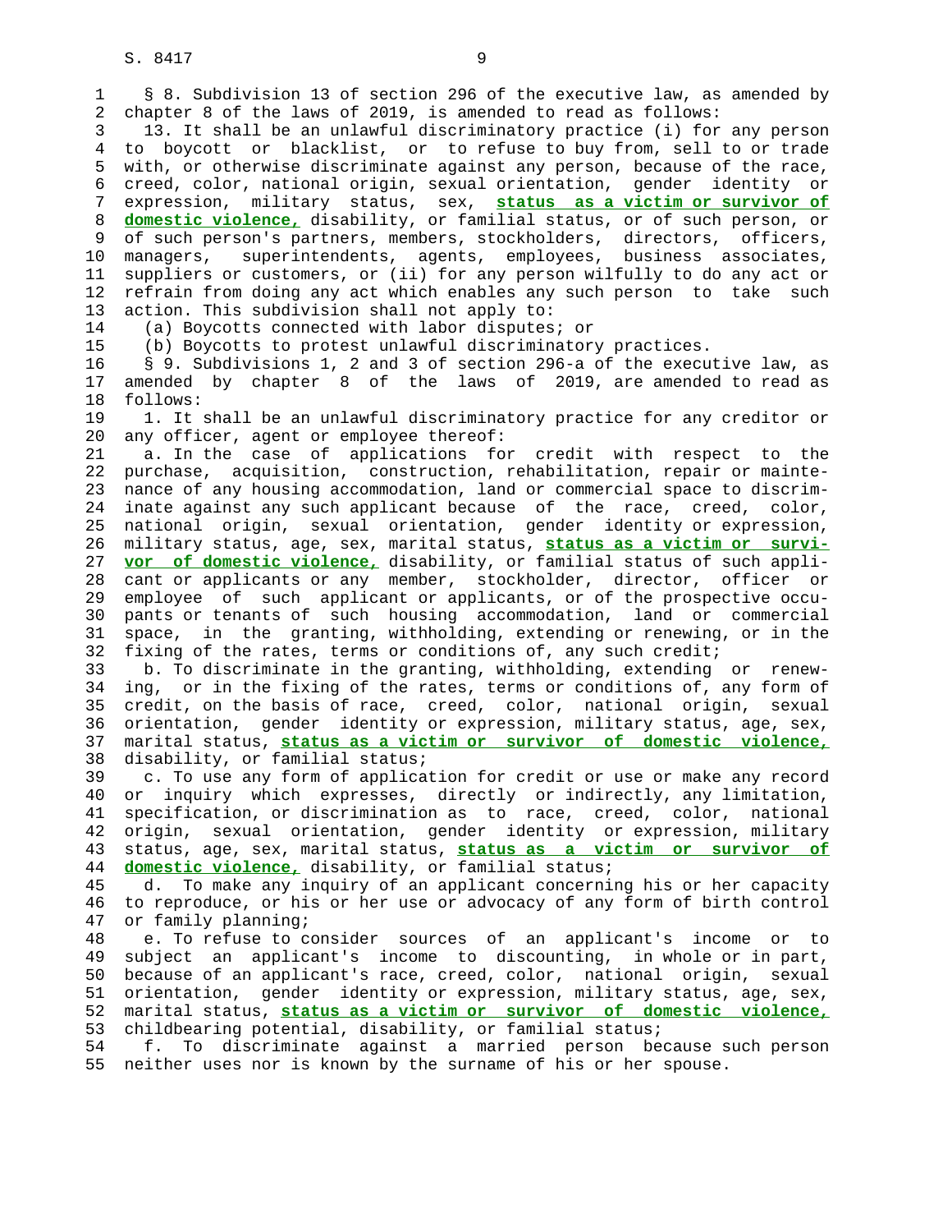§ 8. Subdivision 13 of section 296 of the executive law, as amended by chapter 8 of the laws of 2019, is amended to read as follows:

13. It shall be an unlawful discriminatory practice (i) for any person to boycott or blacklist, or to refuse to buy from, sell to or trade with, or otherwise discriminate against any person, because of the race, creed, color, national origin, sexual orientation, gender identity or expression, military status, sex, **status as a victim or survivor of domestic violence,** disability, or familial status, or of such person, or of such person's partners, members, stockholders, directors, officers, managers, superintendents, agents, employees, business associates, suppliers or customers, or (ii) for any person wilfully to do any act or refrain from doing any act which enables any such person to take such action. This subdivision shall not apply to:

(a) Boycotts connected with labor disputes; or

(b) Boycotts to protest unlawful discriminatory practices.

§ 9. Subdivisions 1, 2 and 3 of section 296-a of the executive law, as amended by chapter 8 of the laws of 2019, are amended to read as follows:

1. It shall be an unlawful discriminatory practice for any creditor or any officer, agent or employee thereof:

a. In the case of applications for credit with respect to the purchase, acquisition, construction, rehabilitation, repair or maintenance of any housing accommodation, land or commercial space to discriminate against any such applicant because of the race, creed, color, national origin, sexual orientation, gender identity or expression, military status, age, sex, marital status, **status as a victim or survivor of domestic violence,** disability, or familial status of such applicant or applicants or any member, stockholder, director, officer or employee of such applicant or applicants, or of the prospective occupants or tenants of such housing accommodation, land or commercial space, in the granting, withholding, extending or renewing, or in the fixing of the rates, terms or conditions of, any such credit;

b. To discriminate in the granting, withholding, extending or renewing, or in the fixing of the rates, terms or conditions of, any form of credit, on the basis of race, creed, color, national origin, sexual orientation, gender identity or expression, military status, age, sex, marital status, **status as a victim or survivor of domestic violence,** disability, or familial status;

c. To use any form of application for credit or use or make any record or inquiry which expresses, directly or indirectly, any limitation, specification, or discrimination as to race, creed, color, national origin, sexual orientation, gender identity or expression, military status, age, sex, marital status, **status as a victim or survivor of domestic violence,** disability, or familial status;

d. To make any inquiry of an applicant concerning his or her capacity to reproduce, or his or her use or advocacy of any form of birth control or family planning;

e. To refuse to consider sources of an applicant's income or to subject an applicant's income to discounting, in whole or in part, because of an applicant's race, creed, color, national origin, sexual orientation, gender identity or expression, military status, age, sex, marital status, **status as a victim or survivor of domestic violence,** childbearing potential, disability, or familial status;

f. To discriminate against a married person because such person neither uses nor is known by the surname of his or her spouse.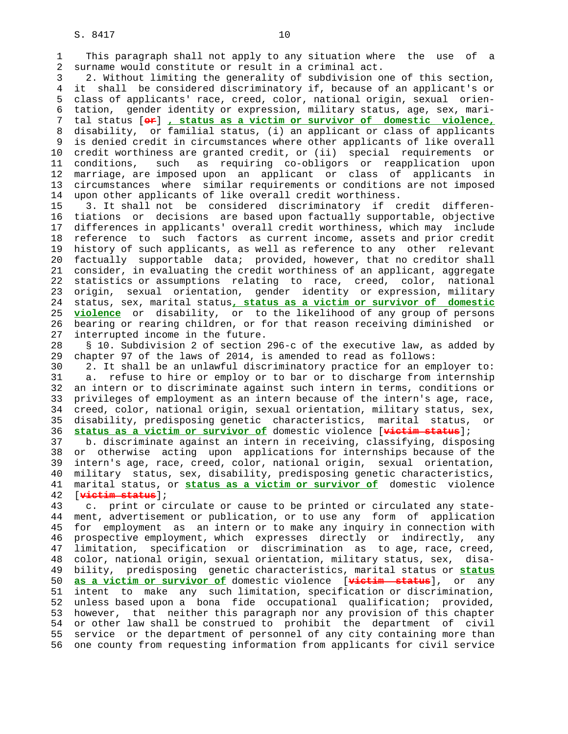This paragraph shall not apply to any situation where the use of a surname would constitute or result in a criminal act.

2. Without limiting the generality of subdivision one of this section, it shall be considered discriminatory if, because of an applicant's or class of applicants' race, creed, color, national origin, sexual orientation, gender identity or expression, military status, age, sex, marital status [~~or~~] **, status as a victim or survivor of domestic violence,** disability, or familial status, (i) an applicant or class of applicants is denied credit in circumstances where other applicants of like overall credit worthiness are granted credit, or (ii) special requirements or conditions, such as requiring co-obligors or reapplication upon marriage, are imposed upon an applicant or class of applicants in circumstances where similar requirements or conditions are not imposed upon other applicants of like overall credit worthiness.

3. It shall not be considered discriminatory if credit differentiations or decisions are based upon factually supportable, objective differences in applicants' overall credit worthiness, which may include reference to such factors as current income, assets and prior credit history of such applicants, as well as reference to any other relevant factually supportable data; provided, however, that no creditor shall consider, in evaluating the credit worthiness of an applicant, aggregate statistics or assumptions relating to race, creed, color, national origin, sexual orientation, gender identity or expression, military status, sex, marital status**, status as a victim or survivor of domestic violence** or disability, or to the likelihood of any group of persons bearing or rearing children, or for that reason receiving diminished or interrupted income in the future.

§ 10. Subdivision 2 of section 296-c of the executive law, as added by chapter 97 of the laws of 2014, is amended to read as follows:

2. It shall be an unlawful discriminatory practice for an employer to:

a. refuse to hire or employ or to bar or to discharge from internship an intern or to discriminate against such intern in terms, conditions or privileges of employment as an intern because of the intern's age, race, creed, color, national origin, sexual orientation, military status, sex, disability, predisposing genetic characteristics, marital status, or **status as a victim or survivor of** domestic violence [~~victim status~~];

b. discriminate against an intern in receiving, classifying, disposing or otherwise acting upon applications for internships because of the intern's age, race, creed, color, national origin, sexual orientation, military status, sex, disability, predisposing genetic characteristics, marital status, or **status as a victim or survivor of** domestic violence [~~victim status~~];

c. print or circulate or cause to be printed or circulated any statement, advertisement or publication, or to use any form of application for employment as an intern or to make any inquiry in connection with prospective employment, which expresses directly or indirectly, any limitation, specification or discrimination as to age, race, creed, color, national origin, sexual orientation, military status, sex, disability, predisposing genetic characteristics, marital status or **status as a victim or survivor of** domestic violence [~~victim status~~], or any intent to make any such limitation, specification or discrimination, unless based upon a bona fide occupational qualification; provided, however, that neither this paragraph nor any provision of this chapter or other law shall be construed to prohibit the department of civil service or the department of personnel of any city containing more than one county from requesting information from applicants for civil service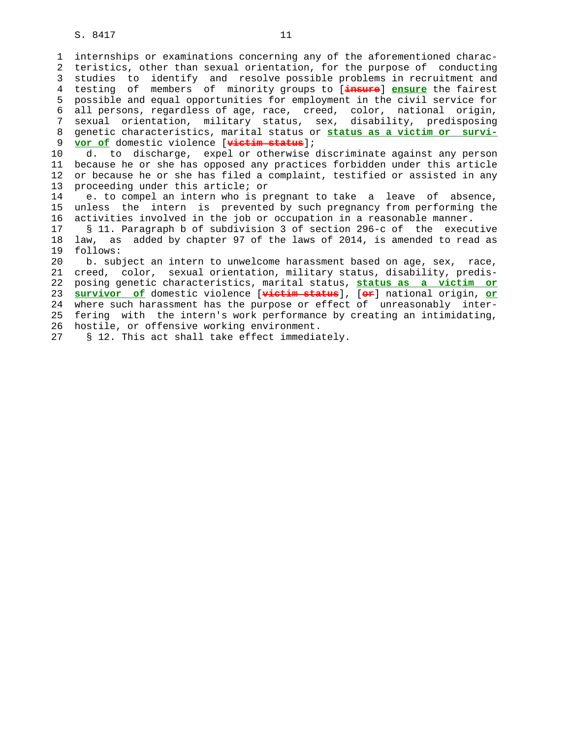internships or examinations concerning any of the aforementioned characteristics, other than sexual orientation, for the purpose of conducting studies to identify and resolve possible problems in recruitment and testing of members of minority groups to [~~insure~~] **ensure** the fairest possible and equal opportunities for employment in the civil service for all persons, regardless of age, race, creed, color, national origin, sexual orientation, military status, sex, disability, predisposing genetic characteristics, marital status or **status as a victim or survivor of** domestic violence [~~victim status~~];

d. to discharge, expel or otherwise discriminate against any person because he or she has opposed any practices forbidden under this article or because he or she has filed a complaint, testified or assisted in any proceeding under this article; or

e. to compel an intern who is pregnant to take a leave of absence, unless the intern is prevented by such pregnancy from performing the activities involved in the job or occupation in a reasonable manner.

§ 11. Paragraph b of subdivision 3 of section 296-c of the executive law, as added by chapter 97 of the laws of 2014, is amended to read as follows:

b. subject an intern to unwelcome harassment based on age, sex, race, creed, color, sexual orientation, military status, disability, predisposing genetic characteristics, marital status, **status as a victim or survivor of** domestic violence [~~victim status~~], [~~or~~] national origin, **or** where such harassment has the purpose or effect of unreasonably interfering with the intern's work performance by creating an intimidating, hostile, or offensive working environment.

§ 12. This act shall take effect immediately.